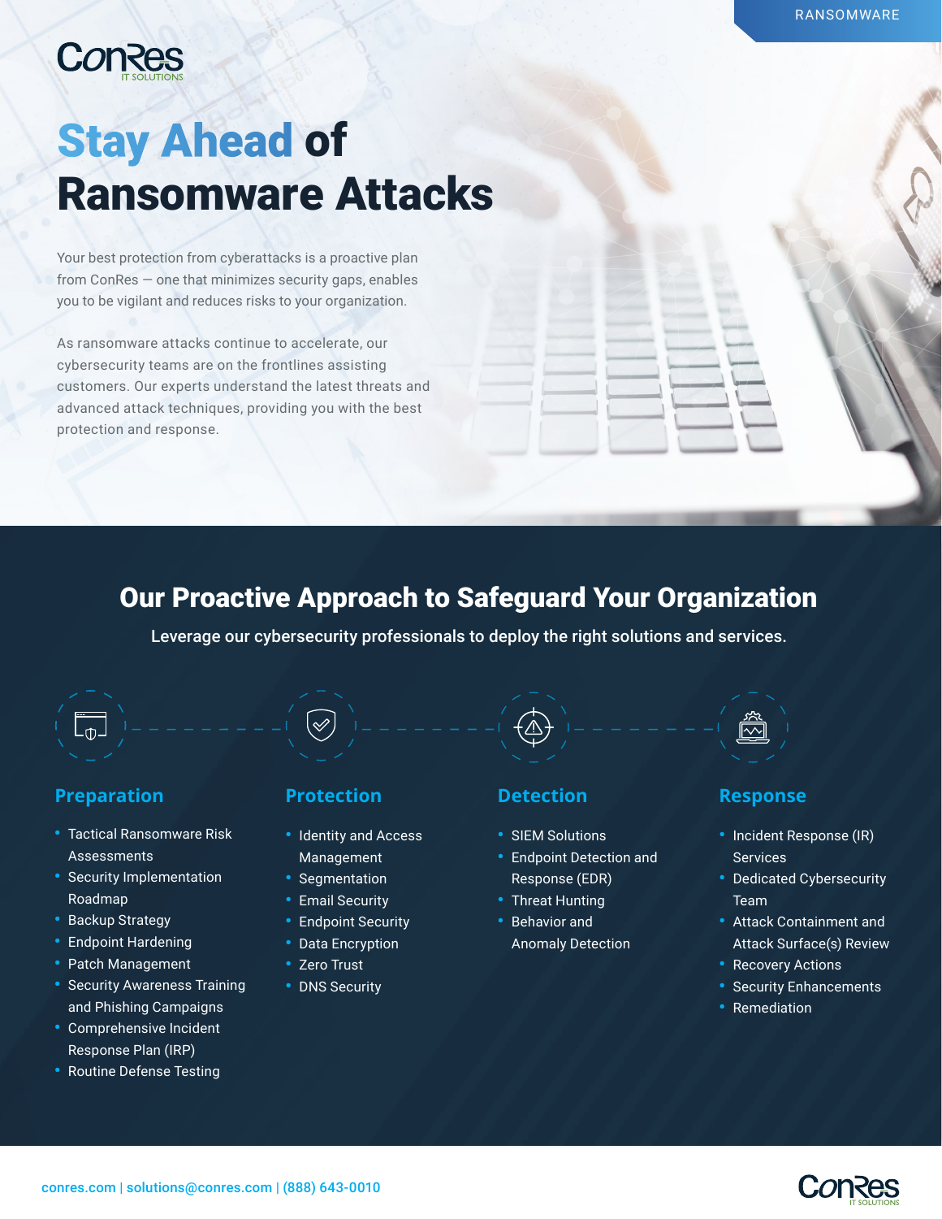RANSOMWARE

ConRes IT SOLUTIONS

# Stay Ahead of Ransomware Attacks

Your best protection from cyberattacks is a proactive plan from ConRes — one that minimizes security gaps, enables you to be vigilant and reduces risks to your organization.

As ransomware attacks continue to accelerate, our cybersecurity teams are on the frontlines assisting customers. Our experts understand the latest threats and advanced attack techniques, providing you with the best protection and response.

## Our Proactive Approach to Safeguard Your Organization

**Leverage our cybersecurity professionals to deploy the right solutions and services.**

### Preparation

- Tactical Ransomware Risk Assessments
- Security Implementation Roadmap
- Backup Strategy
- Endpoint Hardening
- Patch Management
- Security Awareness Training and Phishing Campaigns
- Comprehensive Incident Response Plan (IRP)
- Routine Defense Testing

### Protection

- Identity and Access Management
- Segmentation
- Email Security
- Endpoint Security
- Data Encryption
- Zero Trust
- DNS Security

### Detection

- SIEM Solutions
- Endpoint Detection and Response (EDR)
- Threat Hunting
- Behavior and Anomaly Detection

### Response

- Incident Response (IR) Services
- Dedicated Cybersecurity Team
- Attack Containment and Attack Surface(s) Review
- Recovery Actions
- Security Enhancements
- Remediation

conres.com | solutions@conres.com | (888) 643-0010

ConRes IT SOLUTIONS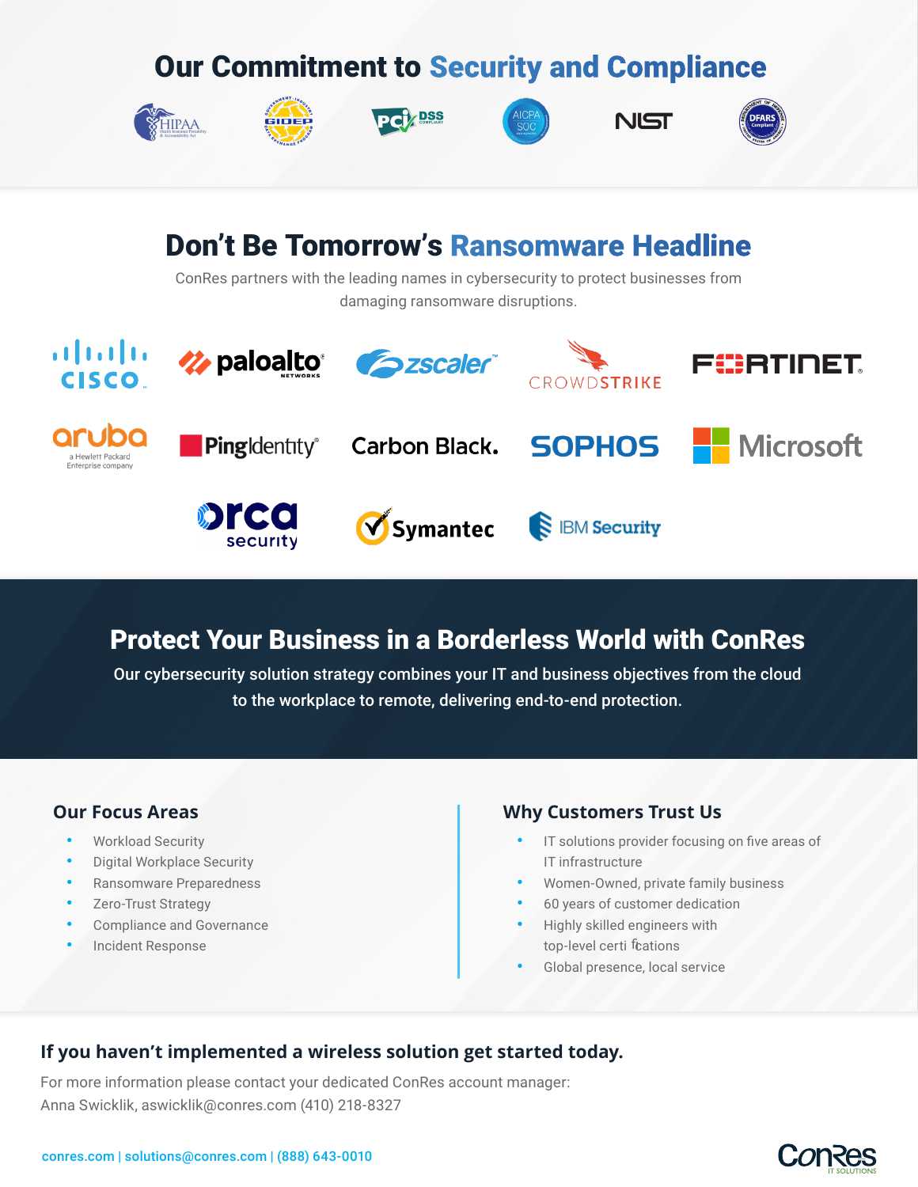## Our Commitment to Security and Compliance

## Don't Be Tomorrow's Ransomware Headline

ConRes partners with the leading names in cybersecurity to protect businesses from damaging ransomware disruptions.

## Protect Your Business in a Borderless World with ConRes

Our cybersecurity solution strategy combines your IT and business objectives from the cloud to the workplace to remote, delivering end-to-end protection.

### Our Focus Areas

- Workload Security
- Digital Workplace Security
- Ransomware Preparedness
- Zero-Trust Strategy
- Compliance and Governance
- Incident Response

### Why Customers Trust Us

- IT solutions provider focusing on five areas of IT infrastructure
- Women-Owned, private family business
- 60 years of customer dedication
- Highly skilled engineers with top-level certifications
- Global presence, local service

### If you haven't implemented a wireless solution get started today.

For more information please contact your dedicated ConRes account manager:
Anna Swicklik, aswicklik@conres.com (410) 218-8327

conres.com | solutions@conres.com | (888) 643-0010